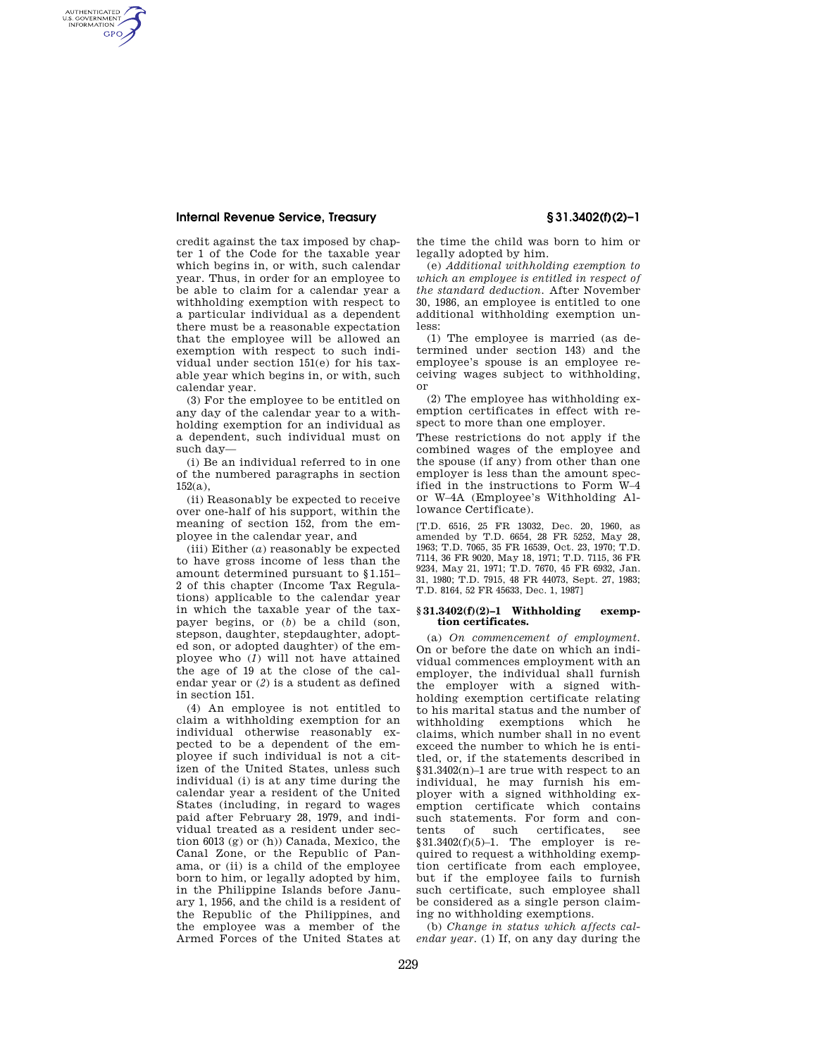credit against the tax imposed by chapter 1 of the Code for the taxable year which begins in, or with, such calendar year. Thus, in order for an employee to be able to claim for a calendar year a withholding exemption with respect to a particular individual as a dependent there must be a reasonable expectation that the employee will be allowed an exemption with respect to such individual under section 151(e) for his taxable year which begins in, or with, such calendar year.

(3) For the employee to be entitled on any day of the calendar year to a withholding exemption for an individual as a dependent, such individual must on such day—

(i) Be an individual referred to in one of the numbered paragraphs in section 152(a),

(ii) Reasonably be expected to receive over one-half of his support, within the meaning of section 152, from the employee in the calendar year, and

(iii) Either (*a*) reasonably be expected to have gross income of less than the amount determined pursuant to §1.151–2 of this chapter (Income Tax Regulations) applicable to the calendar year in which the taxable year of the taxpayer begins, or (*b*) be a child (son, stepson, daughter, stepdaughter, adopted son, or adopted daughter) of the employee who (*1*) will not have attained the age of 19 at the close of the calendar year or (*2*) is a student as defined in section 151.

(4) An employee is not entitled to claim a withholding exemption for an individual otherwise reasonably expected to be a dependent of the employee if such individual is not a citizen of the United States, unless such individual (i) is at any time during the calendar year a resident of the United States (including, in regard to wages paid after February 28, 1979, and individual treated as a resident under section 6013 (g) or (h)) Canada, Mexico, the Canal Zone, or the Republic of Panama, or (ii) is a child of the employee born to him, or legally adopted by him, in the Philippine Islands before January 1, 1956, and the child is a resident of the Republic of the Philippines, and the employee was a member of the Armed Forces of the United States at the time the child was born to him or legally adopted by him.

(e) *Additional withholding exemption to which an employee is entitled in respect of the standard deduction.* After November 30, 1986, an employee is entitled to one additional withholding exemption unless:

(1) The employee is married (as determined under section 143) and the employee's spouse is an employee receiving wages subject to withholding, or

(2) The employee has withholding exemption certificates in effect with respect to more than one employer.

These restrictions do not apply if the combined wages of the employee and the spouse (if any) from other than one employer is less than the amount specified in the instructions to Form W–4 or W–4A (Employee's Withholding Allowance Certificate).

[T.D. 6516, 25 FR 13032, Dec. 20, 1960, as amended by T.D. 6654, 28 FR 5252, May 28, 1963; T.D. 7065, 35 FR 16539, Oct. 23, 1970; T.D. 7114, 36 FR 9020, May 18, 1971; T.D. 7115, 36 FR 9234, May 21, 1971; T.D. 7670, 45 FR 6932, Jan. 31, 1980; T.D. 7915, 48 FR 44073, Sept. 27, 1983; T.D. 8164, 52 FR 45633, Dec. 1, 1987]

### §31.3402(f)(2)–1 Withholding exemption certificates.

(a) *On commencement of employment.* On or before the date on which an individual commences employment with an employer, the individual shall furnish the employer with a signed withholding exemption certificate relating to his marital status and the number of withholding exemptions which he claims, which number shall in no event exceed the number to which he is entitled, or, if the statements described in §31.3402(n)–1 are true with respect to an individual, he may furnish his employer with a signed withholding exemption certificate which contains such statements. For form and contents of such certificates, see §31.3402(f)(5)–1. The employer is required to request a withholding exemption certificate from each employee, but if the employee fails to furnish such certificate, such employee shall be considered as a single person claiming no withholding exemptions.

(b) *Change in status which affects calendar year.* (1) If, on any day during the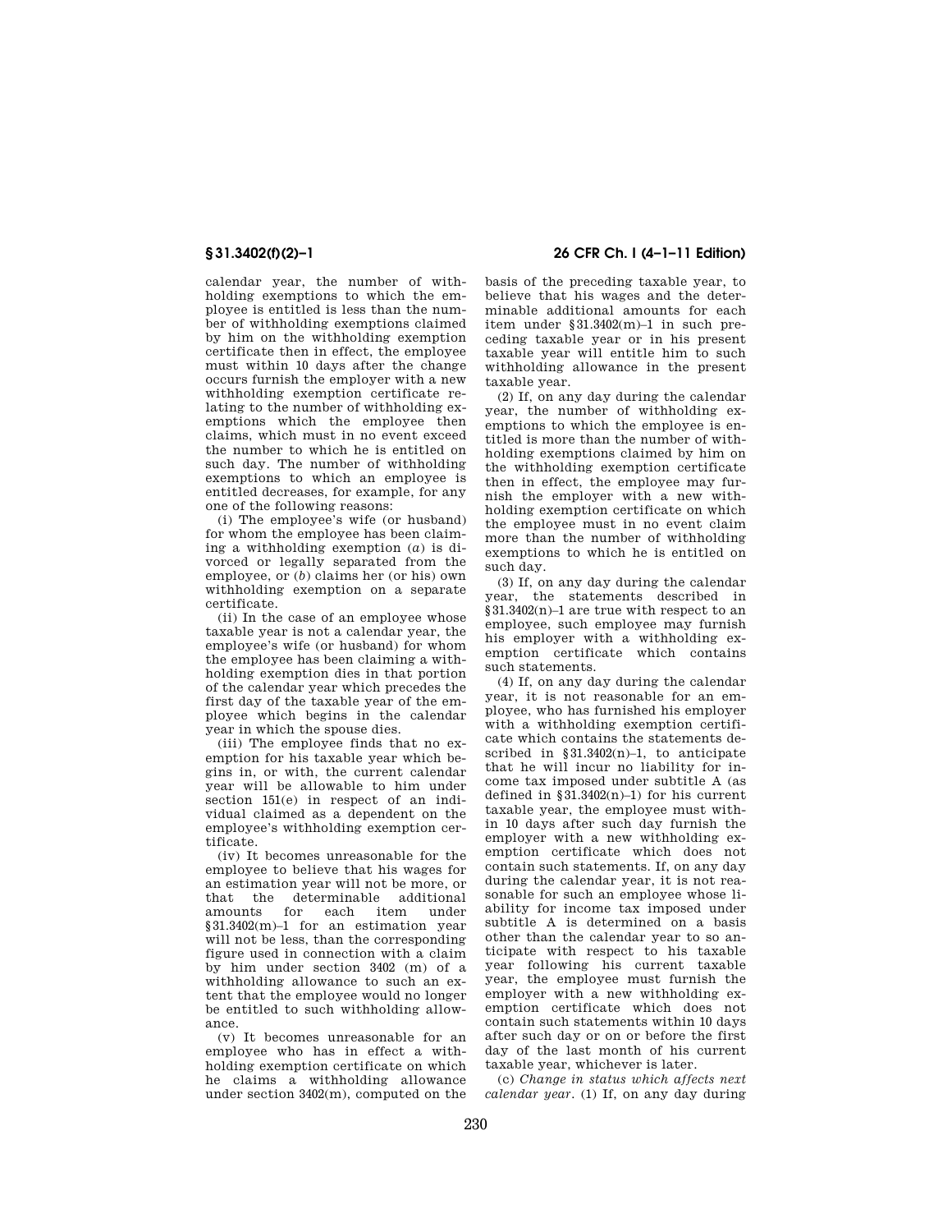calendar year, the number of withholding exemptions to which the employee is entitled is less than the number of withholding exemptions claimed by him on the withholding exemption certificate then in effect, the employee must within 10 days after the change occurs furnish the employer with a new withholding exemption certificate relating to the number of withholding exemptions which the employee then claims, which must in no event exceed the number to which he is entitled on such day. The number of withholding exemptions to which an employee is entitled decreases, for example, for any one of the following reasons:

(i) The employee's wife (or husband) for whom the employee has been claiming a withholding exemption (*a*) is divorced or legally separated from the employee, or (*b*) claims her (or his) own withholding exemption on a separate certificate.

(ii) In the case of an employee whose taxable year is not a calendar year, the employee's wife (or husband) for whom the employee has been claiming a withholding exemption dies in that portion of the calendar year which precedes the first day of the taxable year of the employee which begins in the calendar year in which the spouse dies.

(iii) The employee finds that no exemption for his taxable year which begins in, or with, the current calendar year will be allowable to him under section 151(e) in respect of an individual claimed as a dependent on the employee's withholding exemption certificate.

(iv) It becomes unreasonable for the employee to believe that his wages for an estimation year will not be more, or that the determinable additional amounts for each item under §31.3402(m)–1 for an estimation year will not be less, than the corresponding figure used in connection with a claim by him under section 3402 (m) of a withholding allowance to such an extent that the employee would no longer be entitled to such withholding allowance.

(v) It becomes unreasonable for an employee who has in effect a withholding exemption certificate on which he claims a withholding allowance under section 3402(m), computed on the basis of the preceding taxable year, to believe that his wages and the determinable additional amounts for each item under §31.3402(m)–1 in such preceding taxable year or in his present taxable year will entitle him to such withholding allowance in the present taxable year.

(2) If, on any day during the calendar year, the number of withholding exemptions to which the employee is entitled is more than the number of withholding exemptions claimed by him on the withholding exemption certificate then in effect, the employee may furnish the employer with a new withholding exemption certificate on which the employee must in no event claim more than the number of withholding exemptions to which he is entitled on such day.

(3) If, on any day during the calendar year, the statements described in §31.3402(n)–1 are true with respect to an employee, such employee may furnish his employer with a withholding exemption certificate which contains such statements.

(4) If, on any day during the calendar year, it is not reasonable for an employee, who has furnished his employer with a withholding exemption certificate which contains the statements described in §31.3402(n)–1, to anticipate that he will incur no liability for income tax imposed under subtitle A (as defined in §31.3402(n)–1) for his current taxable year, the employee must within 10 days after such day furnish the employer with a new withholding exemption certificate which does not contain such statements. If, on any day during the calendar year, it is not reasonable for such an employee whose liability for income tax imposed under subtitle A is determined on a basis other than the calendar year to so anticipate with respect to his taxable year following his current taxable year, the employee must furnish the employer with a new withholding exemption certificate which does not contain such statements within 10 days after such day or on or before the first day of the last month of his current taxable year, whichever is later.

(c) *Change in status which affects next calendar year.* (1) If, on any day during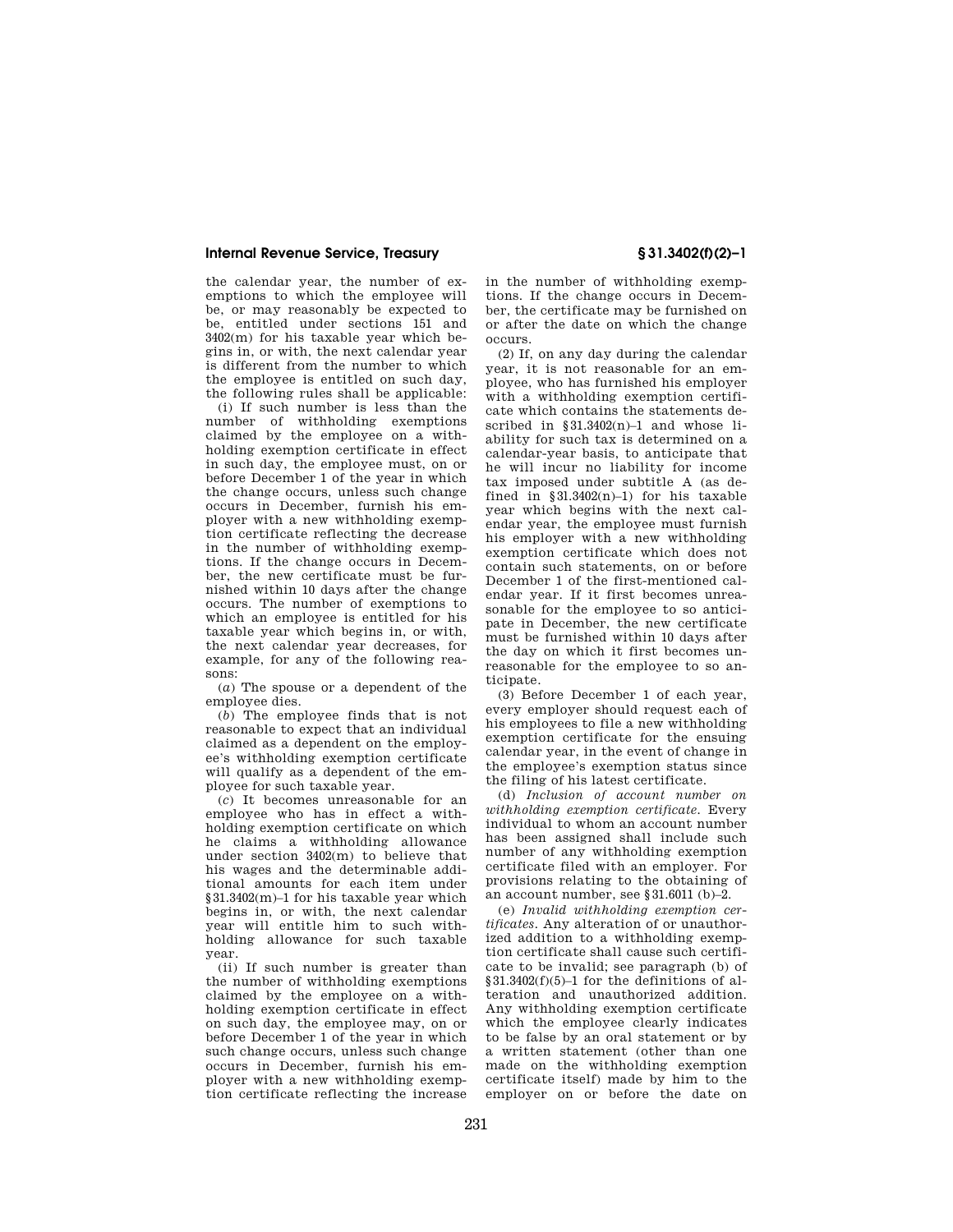the calendar year, the number of exemptions to which the employee will be, or may reasonably be expected to be, entitled under sections 151 and 3402(m) for his taxable year which begins in, or with, the next calendar year is different from the number to which the employee is entitled on such day, the following rules shall be applicable:

(i) If such number is less than the number of withholding exemptions claimed by the employee on a withholding exemption certificate in effect in such day, the employee must, on or before December 1 of the year in which the change occurs, unless such change occurs in December, furnish his employer with a new withholding exemption certificate reflecting the decrease in the number of withholding exemptions. If the change occurs in December, the new certificate must be furnished within 10 days after the change occurs. The number of exemptions to which an employee is entitled for his taxable year which begins in, or with, the next calendar year decreases, for example, for any of the following reasons:

(*a*) The spouse or a dependent of the employee dies.

(*b*) The employee finds that is not reasonable to expect that an individual claimed as a dependent on the employee's withholding exemption certificate will qualify as a dependent of the employee for such taxable year.

(*c*) It becomes unreasonable for an employee who has in effect a withholding exemption certificate on which he claims a withholding allowance under section 3402(m) to believe that his wages and the determinable additional amounts for each item under §31.3402(m)–1 for his taxable year which begins in, or with, the next calendar year will entitle him to such withholding allowance for such taxable year.

(ii) If such number is greater than the number of withholding exemptions claimed by the employee on a withholding exemption certificate in effect on such day, the employee may, on or before December 1 of the year in which such change occurs, unless such change occurs in December, furnish his employer with a new withholding exemption certificate reflecting the increase in the number of withholding exemptions. If the change occurs in December, the certificate may be furnished on or after the date on which the change occurs.

(2) If, on any day during the calendar year, it is not reasonable for an employee, who has furnished his employer with a withholding exemption certificate which contains the statements described in §31.3402(n)–1 and whose liability for such tax is determined on a calendar-year basis, to anticipate that he will incur no liability for income tax imposed under subtitle A (as defined in §31.3402(n)–1) for his taxable year which begins with the next calendar year, the employee must furnish his employer with a new withholding exemption certificate which does not contain such statements, on or before December 1 of the first-mentioned calendar year. If it first becomes unreasonable for the employee to so anticipate in December, the new certificate must be furnished within 10 days after the day on which it first becomes unreasonable for the employee to so anticipate.

(3) Before December 1 of each year, every employer should request each of his employees to file a new withholding exemption certificate for the ensuing calendar year, in the event of change in the employee's exemption status since the filing of his latest certificate.

(d) *Inclusion of account number on withholding exemption certificate.* Every individual to whom an account number has been assigned shall include such number of any withholding exemption certificate filed with an employer. For provisions relating to the obtaining of an account number, see §31.6011 (b)–2.

(e) *Invalid withholding exemption certificates.* Any alteration of or unauthorized addition to a withholding exemption certificate shall cause such certificate to be invalid; see paragraph (b) of §31.3402(f)(5)–1 for the definitions of alteration and unauthorized addition. Any withholding exemption certificate which the employee clearly indicates to be false by an oral statement or by a written statement (other than one made on the withholding exemption certificate itself) made by him to the employer on or before the date on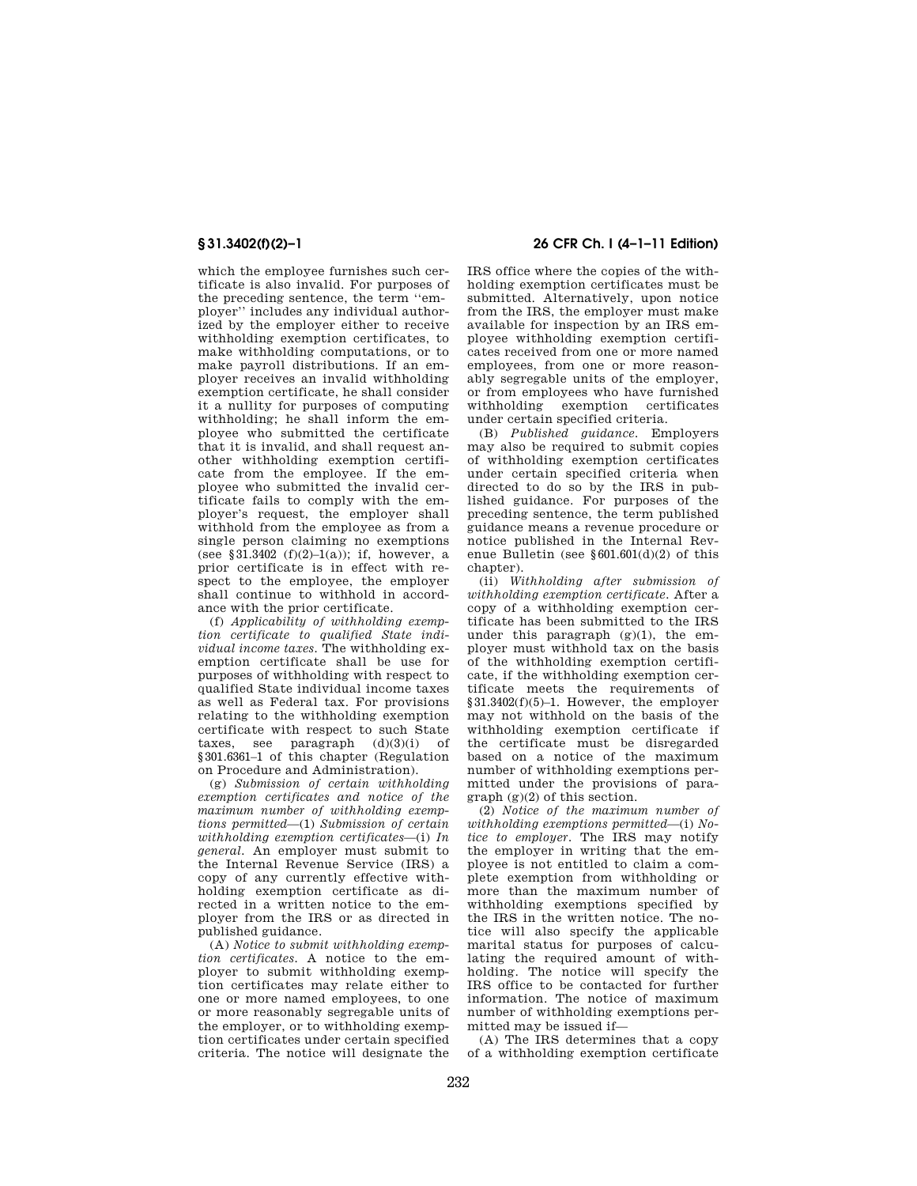which the employee furnishes such certificate is also invalid. For purposes of the preceding sentence, the term "employer" includes any individual authorized by the employer either to receive withholding exemption certificates, to make withholding computations, or to make payroll distributions. If an employer receives an invalid withholding exemption certificate, he shall consider it a nullity for purposes of computing withholding; he shall inform the employee who submitted the certificate that it is invalid, and shall request another withholding exemption certificate from the employee. If the employee who submitted the invalid certificate fails to comply with the employer's request, the employer shall withhold from the employee as from a single person claiming no exemptions (see §31.3402 (f)(2)–1(a)); if, however, a prior certificate is in effect with respect to the employee, the employer shall continue to withhold in accordance with the prior certificate.

(f) *Applicability of withholding exemption certificate to qualified State individual income taxes.* The withholding exemption certificate shall be use for purposes of withholding with respect to qualified State individual income taxes as well as Federal tax. For provisions relating to the withholding exemption certificate with respect to such State taxes, see paragraph (d)(3)(i) of §301.6361–1 of this chapter (Regulation on Procedure and Administration).

(g) *Submission of certain withholding exemption certificates and notice of the maximum number of withholding exemptions permitted*—(1) *Submission of certain withholding exemption certificates*—(i) *In general.* An employer must submit to the Internal Revenue Service (IRS) a copy of any currently effective withholding exemption certificate as directed in a written notice to the employer from the IRS or as directed in published guidance.

(A) *Notice to submit withholding exemption certificates.* A notice to the employer to submit withholding exemption certificates may relate either to one or more named employees, to one or more reasonably segregable units of the employer, or to withholding exemption certificates under certain specified criteria. The notice will designate the IRS office where the copies of the withholding exemption certificates must be submitted. Alternatively, upon notice from the IRS, the employer must make available for inspection by an IRS employee withholding exemption certificates received from one or more named employees, from one or more reasonably segregable units of the employer, or from employees who have furnished withholding exemption certificates under certain specified criteria.

(B) *Published guidance.* Employers may also be required to submit copies of withholding exemption certificates under certain specified criteria when directed to do so by the IRS in published guidance. For purposes of the preceding sentence, the term published guidance means a revenue procedure or notice published in the Internal Revenue Bulletin (see §601.601(d)(2) of this chapter).

(ii) *Withholding after submission of withholding exemption certificate.* After a copy of a withholding exemption certificate has been submitted to the IRS under this paragraph (g)(1), the employer must withhold tax on the basis of the withholding exemption certificate, if the withholding exemption certificate meets the requirements of §31.3402(f)(5)–1. However, the employer may not withhold on the basis of the withholding exemption certificate if the certificate must be disregarded based on a notice of the maximum number of withholding exemptions permitted under the provisions of paragraph (g)(2) of this section.

(2) *Notice of the maximum number of withholding exemptions permitted*—(i) *Notice to employer.* The IRS may notify the employer in writing that the employee is not entitled to claim a complete exemption from withholding or more than the maximum number of withholding exemptions specified by the IRS in the written notice. The notice will also specify the applicable marital status for purposes of calculating the required amount of withholding. The notice will specify the IRS office to be contacted for further information. The notice of maximum number of withholding exemptions permitted may be issued if—

(A) The IRS determines that a copy of a withholding exemption certificate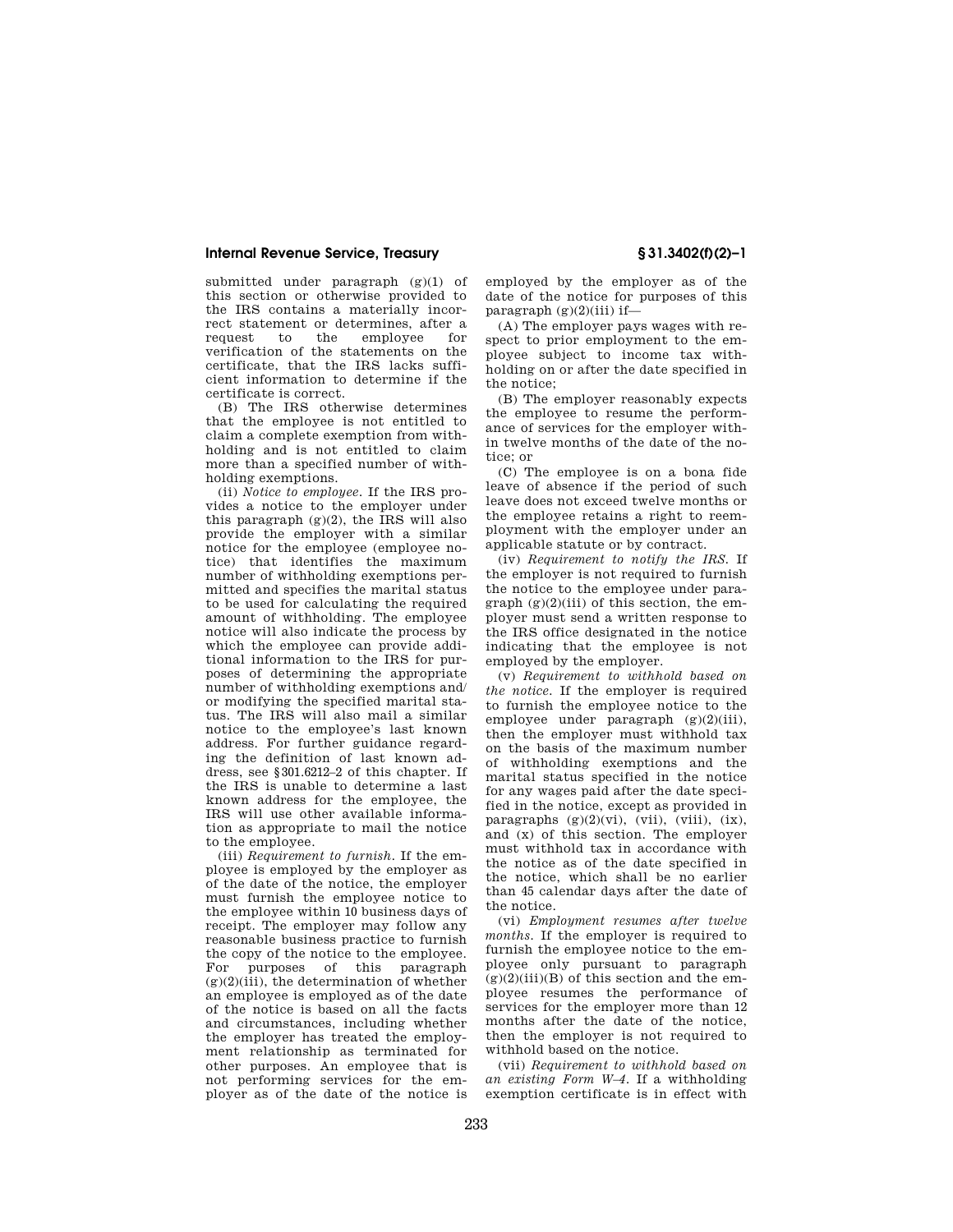submitted under paragraph (g)(1) of this section or otherwise provided to the IRS contains a materially incorrect statement or determines, after a request to the employee for verification of the statements on the certificate, that the IRS lacks sufficient information to determine if the certificate is correct.

(B) The IRS otherwise determines that the employee is not entitled to claim a complete exemption from withholding and is not entitled to claim more than a specified number of withholding exemptions.

(ii) *Notice to employee.* If the IRS provides a notice to the employer under this paragraph (g)(2), the IRS will also provide the employer with a similar notice for the employee (employee notice) that identifies the maximum number of withholding exemptions permitted and specifies the marital status to be used for calculating the required amount of withholding. The employee notice will also indicate the process by which the employee can provide additional information to the IRS for purposes of determining the appropriate number of withholding exemptions and/or modifying the specified marital status. The IRS will also mail a similar notice to the employee's last known address. For further guidance regarding the definition of last known address, see §301.6212–2 of this chapter. If the IRS is unable to determine a last known address for the employee, the IRS will use other available information as appropriate to mail the notice to the employee.

(iii) *Requirement to furnish.* If the employee is employed by the employer as of the date of the notice, the employer must furnish the employee notice to the employee within 10 business days of receipt. The employer may follow any reasonable business practice to furnish the copy of the notice to the employee. For purposes of this paragraph (g)(2)(iii), the determination of whether an employee is employed as of the date of the notice is based on all the facts and circumstances, including whether the employer has treated the employment relationship as terminated for other purposes. An employee that is not performing services for the employer as of the date of the notice is employed by the employer as of the date of the notice for purposes of this paragraph (g)(2)(iii) if—

(A) The employer pays wages with respect to prior employment to the employee subject to income tax withholding on or after the date specified in the notice;

(B) The employer reasonably expects the employee to resume the performance of services for the employer within twelve months of the date of the notice; or

(C) The employee is on a bona fide leave of absence if the period of such leave does not exceed twelve months or the employee retains a right to reemployment with the employer under an applicable statute or by contract.

(iv) *Requirement to notify the IRS.* If the employer is not required to furnish the notice to the employee under paragraph (g)(2)(iii) of this section, the employer must send a written response to the IRS office designated in the notice indicating that the employee is not employed by the employer.

(v) *Requirement to withhold based on the notice.* If the employer is required to furnish the employee notice to the employee under paragraph (g)(2)(iii), then the employer must withhold tax on the basis of the maximum number of withholding exemptions and the marital status specified in the notice for any wages paid after the date specified in the notice, except as provided in paragraphs (g)(2)(vi), (vii), (viii), (ix), and (x) of this section. The employer must withhold tax in accordance with the notice as of the date specified in the notice, which shall be no earlier than 45 calendar days after the date of the notice.

(vi) *Employment resumes after twelve months.* If the employer is required to furnish the employee notice to the employee only pursuant to paragraph (g)(2)(iii)(B) of this section and the employee resumes the performance of services for the employer more than 12 months after the date of the notice, then the employer is not required to withhold based on the notice.

(vii) *Requirement to withhold based on an existing Form W–4.* If a withholding exemption certificate is in effect with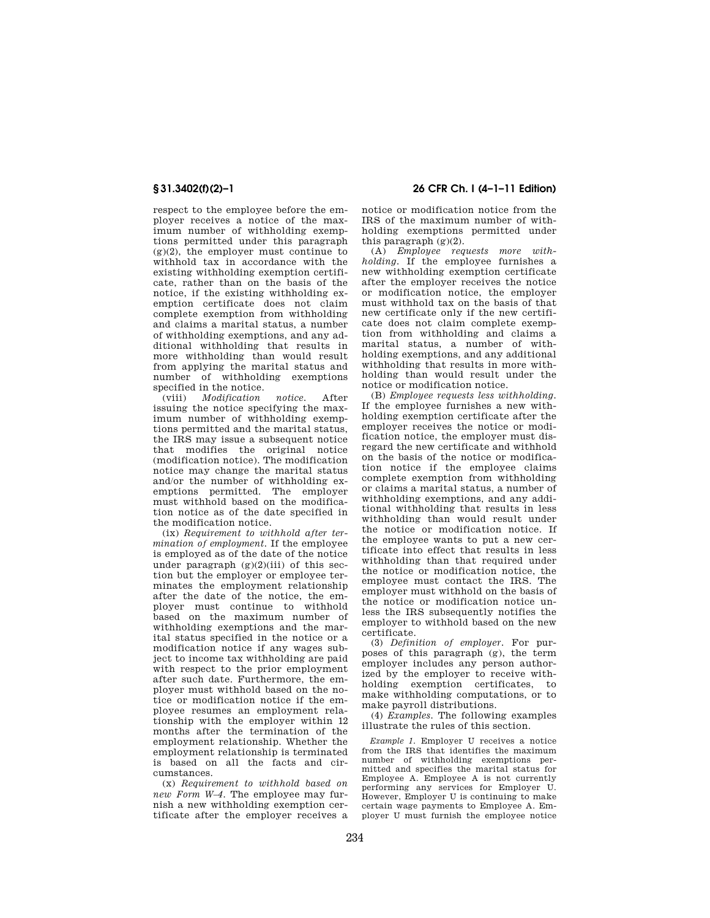respect to the employee before the employer receives a notice of the maximum number of withholding exemptions permitted under this paragraph (g)(2), the employer must continue to withhold tax in accordance with the existing withholding exemption certificate, rather than on the basis of the notice, if the existing withholding exemption certificate does not claim complete exemption from withholding and claims a marital status, a number of withholding exemptions, and any additional withholding that results in more withholding than would result from applying the marital status and number of withholding exemptions specified in the notice.

(viii) *Modification notice.* After issuing the notice specifying the maximum number of withholding exemptions permitted and the marital status, the IRS may issue a subsequent notice that modifies the original notice (modification notice). The modification notice may change the marital status and/or the number of withholding exemptions permitted. The employer must withhold based on the modification notice as of the date specified in the modification notice.

(ix) *Requirement to withhold after termination of employment.* If the employee is employed as of the date of the notice under paragraph (g)(2)(iii) of this section but the employer or employee terminates the employment relationship after the date of the notice, the employer must continue to withhold based on the maximum number of withholding exemptions and the marital status specified in the notice or a modification notice if any wages subject to income tax withholding are paid with respect to the prior employment after such date. Furthermore, the employer must withhold based on the notice or modification notice if the employee resumes an employment relationship with the employer within 12 months after the termination of the employment relationship. Whether the employment relationship is terminated is based on all the facts and circumstances.

(x) *Requirement to withhold based on new Form W–4.* The employee may furnish a new withholding exemption certificate after the employer receives a notice or modification notice from the IRS of the maximum number of withholding exemptions permitted under this paragraph (g)(2).

(A) *Employee requests more withholding.* If the employee furnishes a new withholding exemption certificate after the employer receives the notice or modification notice, the employer must withhold tax on the basis of that new certificate only if the new certificate does not claim complete exemption from withholding and claims a marital status, a number of withholding exemptions, and any additional withholding that results in more withholding than would result under the notice or modification notice.

(B) *Employee requests less withholding.* If the employee furnishes a new withholding exemption certificate after the employer receives the notice or modification notice, the employer must disregard the new certificate and withhold on the basis of the notice or modification notice if the employee claims complete exemption from withholding or claims a marital status, a number of withholding exemptions, and any additional withholding that results in less withholding than would result under the notice or modification notice. If the employee wants to put a new certificate into effect that results in less withholding than that required under the notice or modification notice, the employee must contact the IRS. The employer must withhold on the basis of the notice or modification notice unless the IRS subsequently notifies the employer to withhold based on the new certificate.

(3) *Definition of employer.* For purposes of this paragraph (g), the term employer includes any person authorized by the employer to receive withholding exemption certificates, to make withholding computations, or to make payroll distributions.

(4) *Examples.* The following examples illustrate the rules of this section.

*Example 1.* Employer U receives a notice from the IRS that identifies the maximum number of withholding exemptions permitted and specifies the marital status for Employee A. Employee A is not currently performing any services for Employer U. However, Employer U is continuing to make certain wage payments to Employee A. Employer U must furnish the employee notice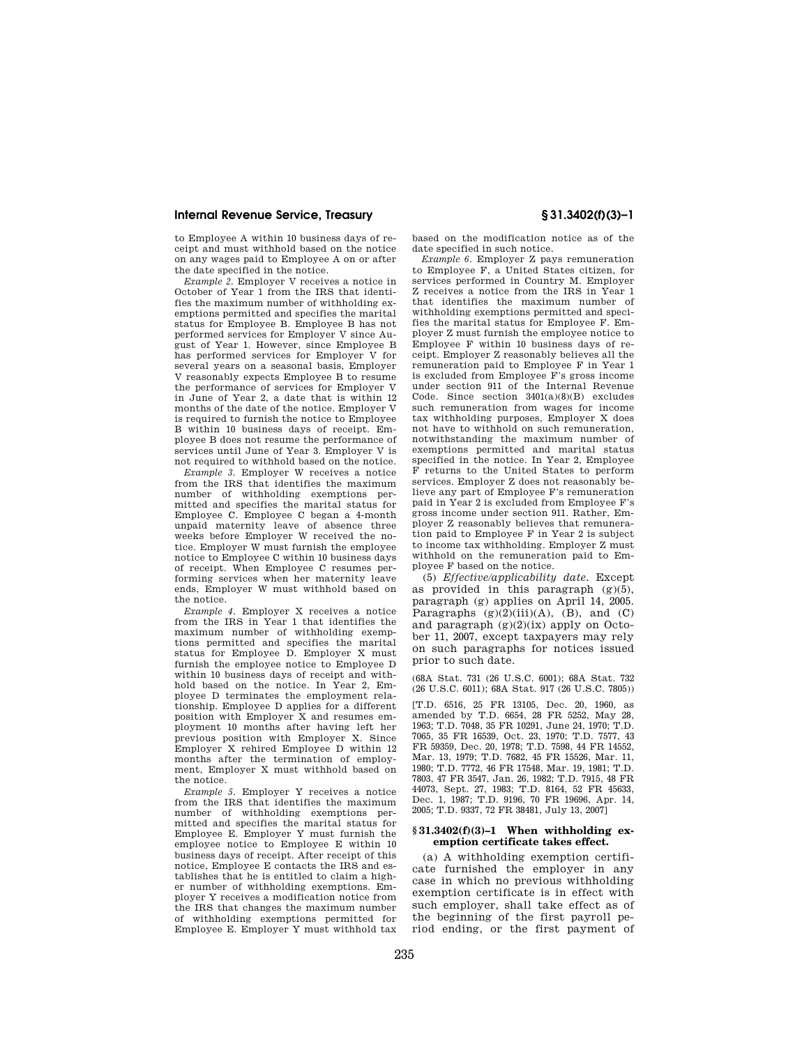to Employee A within 10 business days of receipt and must withhold based on the notice on any wages paid to Employee A on or after the date specified in the notice.

*Example 2.* Employer V receives a notice in October of Year 1 from the IRS that identifies the maximum number of withholding exemptions permitted and specifies the marital status for Employee B. Employee B has not performed services for Employer V since August of Year 1. However, since Employee B has performed services for Employer V for several years on a seasonal basis, Employer V reasonably expects Employee B to resume the performance of services for Employer V in June of Year 2, a date that is within 12 months of the date of the notice. Employer V is required to furnish the notice to Employee B within 10 business days of receipt. Employee B does not resume the performance of services until June of Year 3. Employer V is not required to withhold based on the notice.

*Example 3.* Employer W receives a notice from the IRS that identifies the maximum number of withholding exemptions permitted and specifies the marital status for Employee C. Employee C began a 4-month unpaid maternity leave of absence three weeks before Employer W received the notice. Employer W must furnish the employee notice to Employee C within 10 business days of receipt. When Employee C resumes performing services when her maternity leave ends, Employer W must withhold based on the notice.

*Example 4.* Employer X receives a notice from the IRS in Year 1 that identifies the maximum number of withholding exemptions permitted and specifies the marital status for Employee D. Employer X must furnish the employee notice to Employee D within 10 business days of receipt and withhold based on the notice. In Year 2, Employee D terminates the employment relationship. Employee D applies for a different position with Employer X and resumes employment 10 months after having left her previous position with Employer X. Since Employer X rehired Employee D within 12 months after the termination of employment, Employer X must withhold based on the notice.

*Example 5.* Employer Y receives a notice from the IRS that identifies the maximum number of withholding exemptions permitted and specifies the marital status for Employee E. Employer Y must furnish the employee notice to Employee E within 10 business days of receipt. After receipt of this notice, Employee E contacts the IRS and establishes that he is entitled to claim a higher number of withholding exemptions. Employer Y receives a modification notice from the IRS that changes the maximum number of withholding exemptions permitted for Employee E. Employer Y must withhold tax based on the modification notice as of the date specified in such notice.

*Example 6.* Employer Z pays remuneration to Employee F, a United States citizen, for services performed in Country M. Employer Z receives a notice from the IRS in Year 1 that identifies the maximum number of withholding exemptions permitted and specifies the marital status for Employee F. Employer Z must furnish the employee notice to Employee F within 10 business days of receipt. Employer Z reasonably believes all the remuneration paid to Employee F in Year 1 is excluded from Employee F's gross income under section 911 of the Internal Revenue Code. Since section 3401(a)(8)(B) excludes such remuneration from wages for income tax withholding purposes, Employer X does not have to withhold on such remuneration, notwithstanding the maximum number of exemptions permitted and marital status specified in the notice. In Year 2, Employee F returns to the United States to perform services. Employer Z does not reasonably believe any part of Employee F's remuneration paid in Year 2 is excluded from Employee F's gross income under section 911. Rather, Employer Z reasonably believes that remuneration paid to Employee F in Year 2 is subject to income tax withholding. Employer Z must withhold on the remuneration paid to Employee F based on the notice.

(5) *Effective/applicability date.* Except as provided in this paragraph (g)(5), paragraph (g) applies on April 14, 2005. Paragraphs (g)(2)(iii)(A), (B), and (C) and paragraph (g)(2)(ix) apply on October 11, 2007, except taxpayers may rely on such paragraphs for notices issued prior to such date.

(68A Stat. 731 (26 U.S.C. 6001); 68A Stat. 732 (26 U.S.C. 6011); 68A Stat. 917 (26 U.S.C. 7805))

[T.D. 6516, 25 FR 13105, Dec. 20, 1960, as amended by T.D. 6654, 28 FR 5252, May 28, 1963; T.D. 7048, 35 FR 10291, June 24, 1970; T.D. 7065, 35 FR 16539, Oct. 23, 1970; T.D. 7577, 43 FR 59359, Dec. 20, 1978; T.D. 7598, 44 FR 14552, Mar. 13, 1979; T.D. 7682, 45 FR 15526, Mar. 11, 1980; T.D. 7772, 46 FR 17548, Mar. 19, 1981; T.D. 7803, 47 FR 3547, Jan. 26, 1982; T.D. 7915, 48 FR 44073, Sept. 27, 1983; T.D. 8164, 52 FR 45633, Dec. 1, 1987; T.D. 9196, 70 FR 19696, Apr. 14, 2005; T.D. 9337, 72 FR 38481, July 13, 2007]

### § 31.3402(f)(3)–1 When withholding exemption certificate takes effect.

(a) A withholding exemption certificate furnished the employer in any case in which no previous withholding exemption certificate is in effect with such employer, shall take effect as of the beginning of the first payroll period ending, or the first payment of